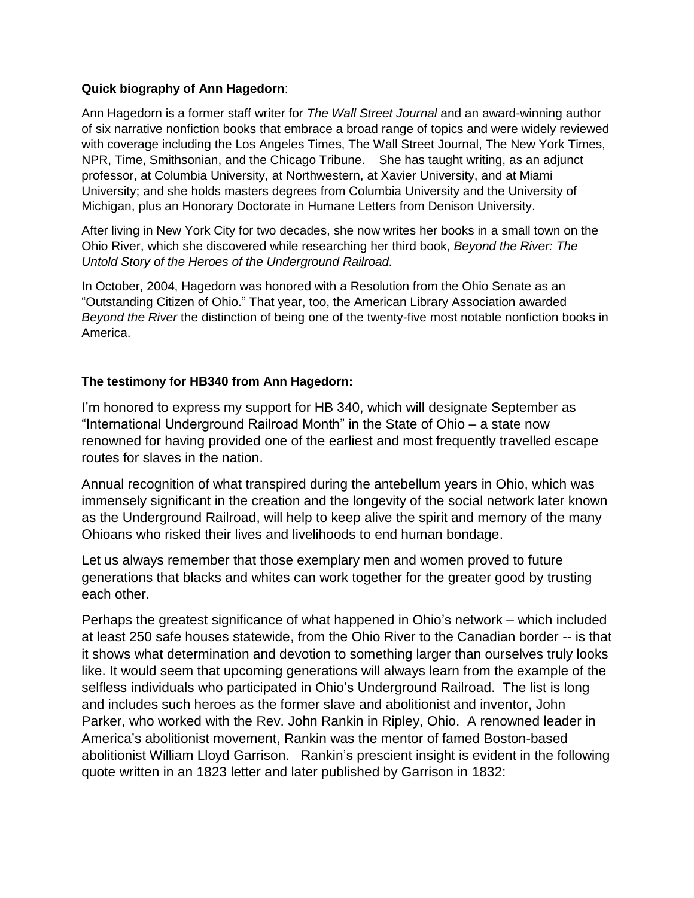**Quick biography of Ann Hagedorn**:

Ann Hagedorn is a former staff writer for *The Wall Street Journal* and an award-winning author of six narrative nonfiction books that embrace a broad range of topics and were widely reviewed with coverage including the Los Angeles Times, The Wall Street Journal, The New York Times, NPR, Time, Smithsonian, and the Chicago Tribune. She has taught writing, as an adjunct professor, at Columbia University, at Northwestern, at Xavier University, and at Miami University; and she holds masters degrees from Columbia University and the University of Michigan, plus an Honorary Doctorate in Humane Letters from Denison University.

After living in New York City for two decades, she now writes her books in a small town on the Ohio River, which she discovered while researching her third book, *Beyond the River: The Untold Story of the Heroes of the Underground Railroad.*

In October, 2004, Hagedorn was honored with a Resolution from the Ohio Senate as an "Outstanding Citizen of Ohio." That year, too, the American Library Association awarded *Beyond the River* the distinction of being one of the twenty-five most notable nonfiction books in America.

**The testimony for HB340 from Ann Hagedorn:**

I'm honored to express my support for HB 340, which will designate September as "International Underground Railroad Month" in the State of Ohio – a state now renowned for having provided one of the earliest and most frequently travelled escape routes for slaves in the nation.

Annual recognition of what transpired during the antebellum years in Ohio, which was immensely significant in the creation and the longevity of the social network later known as the Underground Railroad, will help to keep alive the spirit and memory of the many Ohioans who risked their lives and livelihoods to end human bondage.

Let us always remember that those exemplary men and women proved to future generations that blacks and whites can work together for the greater good by trusting each other.

Perhaps the greatest significance of what happened in Ohio's network – which included at least 250 safe houses statewide, from the Ohio River to the Canadian border -- is that it shows what determination and devotion to something larger than ourselves truly looks like. It would seem that upcoming generations will always learn from the example of the selfless individuals who participated in Ohio's Underground Railroad. The list is long and includes such heroes as the former slave and abolitionist and inventor, John Parker, who worked with the Rev. John Rankin in Ripley, Ohio. A renowned leader in America's abolitionist movement, Rankin was the mentor of famed Boston-based abolitionist William Lloyd Garrison. Rankin's prescient insight is evident in the following quote written in an 1823 letter and later published by Garrison in 1832: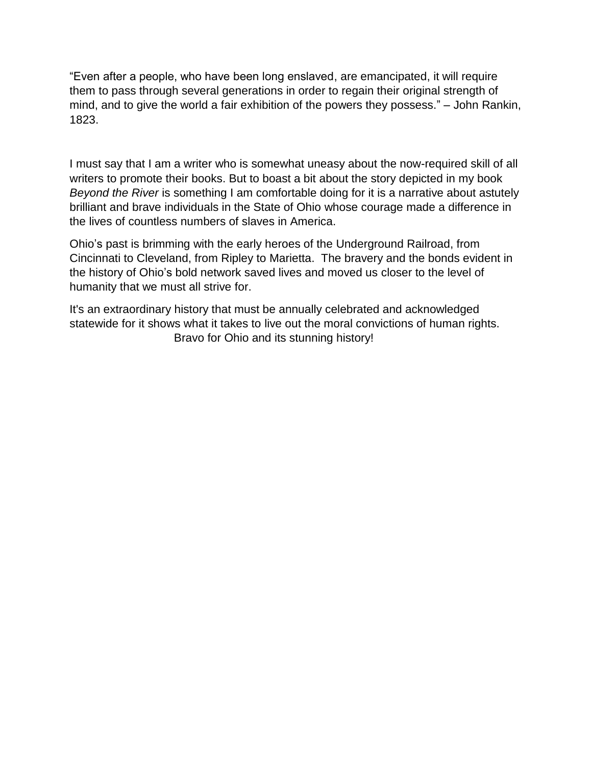"Even after a people, who have been long enslaved, are emancipated, it will require them to pass through several generations in order to regain their original strength of mind, and to give the world a fair exhibition of the powers they possess." – John Rankin, 1823.

I must say that I am a writer who is somewhat uneasy about the now-required skill of all writers to promote their books. But to boast a bit about the story depicted in my book *Beyond the River* is something I am comfortable doing for it is a narrative about astutely brilliant and brave individuals in the State of Ohio whose courage made a difference in the lives of countless numbers of slaves in America.

Ohio's past is brimming with the early heroes of the Underground Railroad, from Cincinnati to Cleveland, from Ripley to Marietta. The bravery and the bonds evident in the history of Ohio's bold network saved lives and moved us closer to the level of humanity that we must all strive for.

It's an extraordinary history that must be annually celebrated and acknowledged statewide for it shows what it takes to live out the moral convictions of human rights.

Bravo for Ohio and its stunning history!